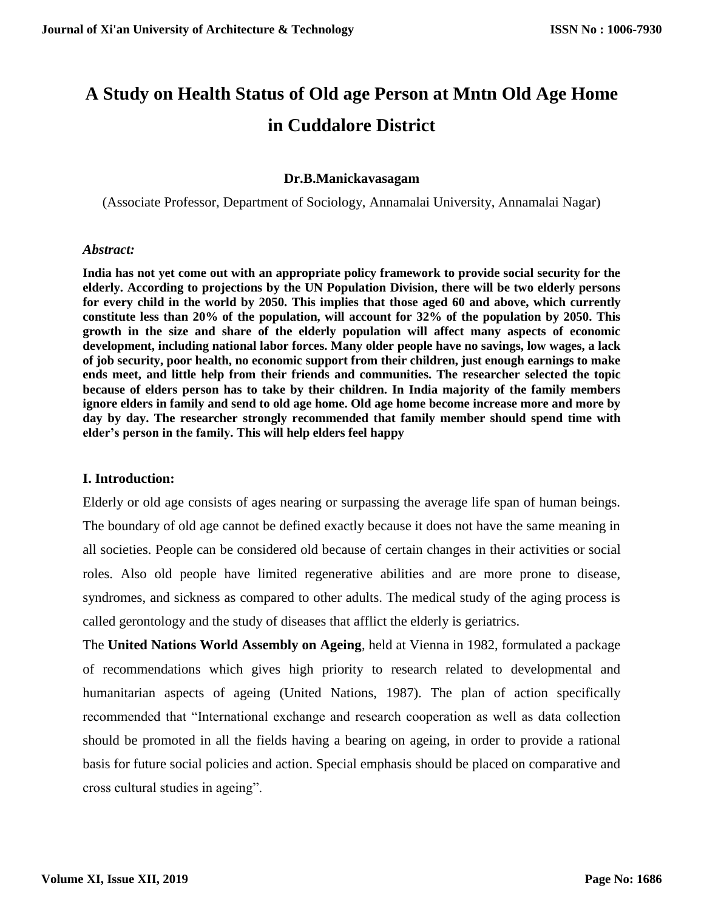# A Study on Health Status of Old age Person at Mntn Old Age Home in Cuddalore District

**Dr.B.Manickavasagam**

(Associate Professor, Department of Sociology, Annamalai University, Annamalai Nagar)

***Abstract:***

**India has not yet come out with an appropriate policy framework to provide social security for the elderly. According to projections by the UN Population Division, there will be two elderly persons for every child in the world by 2050. This implies that those aged 60 and above, which currently constitute less than 20% of the population, will account for 32% of the population by 2050. This growth in the size and share of the elderly population will affect many aspects of economic development, including national labor forces. Many older people have no savings, low wages, a lack of job security, poor health, no economic support from their children, just enough earnings to make ends meet, and little help from their friends and communities. The researcher selected the topic because of elders person has to take by their children. In India majority of the family members ignore elders in family and send to old age home. Old age home become increase more and more by day by day. The researcher strongly recommended that family member should spend time with elder's person in the family. This will help elders feel happy**

## I. Introduction:

Elderly or old age consists of ages nearing or surpassing the average life span of human beings. The boundary of old age cannot be defined exactly because it does not have the same meaning in all societies. People can be considered old because of certain changes in their activities or social roles. Also old people have limited regenerative abilities and are more prone to disease, syndromes, and sickness as compared to other adults. The medical study of the aging process is called gerontology and the study of diseases that afflict the elderly is geriatrics.

The **United Nations World Assembly on Ageing**, held at Vienna in 1982, formulated a package of recommendations which gives high priority to research related to developmental and humanitarian aspects of ageing (United Nations, 1987). The plan of action specifically recommended that "International exchange and research cooperation as well as data collection should be promoted in all the fields having a bearing on ageing, in order to provide a rational basis for future social policies and action. Special emphasis should be placed on comparative and cross cultural studies in ageing".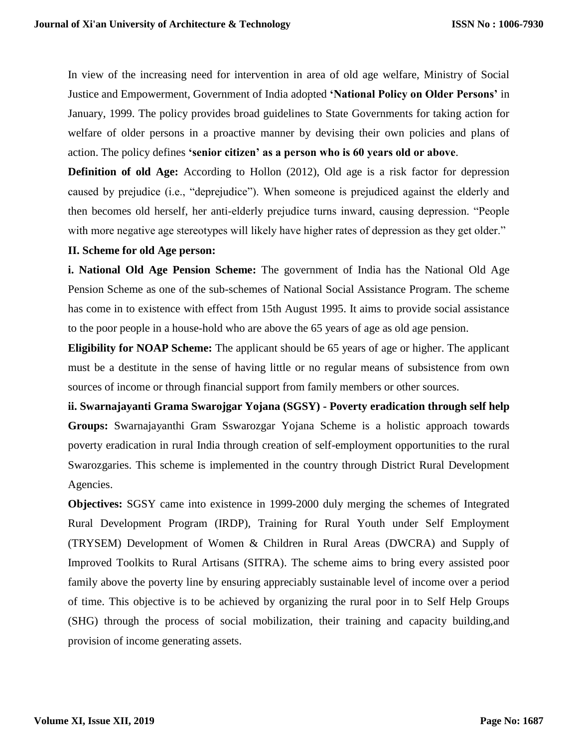In view of the increasing need for intervention in area of old age welfare, Ministry of Social Justice and Empowerment, Government of India adopted **'National Policy on Older Persons'** in January, 1999. The policy provides broad guidelines to State Governments for taking action for welfare of older persons in a proactive manner by devising their own policies and plans of action. The policy defines **'senior citizen' as a person who is 60 years old or above**.

**Definition of old Age:** According to Hollon (2012), Old age is a risk factor for depression caused by prejudice (i.e., "deprejudice"). When someone is prejudiced against the elderly and then becomes old herself, her anti-elderly prejudice turns inward, causing depression. "People with more negative age stereotypes will likely have higher rates of depression as they get older."

## II. Scheme for old Age person:

**i. National Old Age Pension Scheme:** The government of India has the National Old Age Pension Scheme as one of the sub-schemes of National Social Assistance Program. The scheme has come in to existence with effect from 15th August 1995. It aims to provide social assistance to the poor people in a house-hold who are above the 65 years of age as old age pension.

**Eligibility for NOAP Scheme:** The applicant should be 65 years of age or higher. The applicant must be a destitute in the sense of having little or no regular means of subsistence from own sources of income or through financial support from family members or other sources.

**ii. Swarnajayanti Grama Swarojgar Yojana (SGSY) - Poverty eradication through self help Groups:** Swarnajayanthi Gram Sswarozgar Yojana Scheme is a holistic approach towards poverty eradication in rural India through creation of self-employment opportunities to the rural Swarozgaries. This scheme is implemented in the country through District Rural Development Agencies.

**Objectives:** SGSY came into existence in 1999-2000 duly merging the schemes of Integrated Rural Development Program (IRDP), Training for Rural Youth under Self Employment (TRYSEM) Development of Women & Children in Rural Areas (DWCRA) and Supply of Improved Toolkits to Rural Artisans (SITRA). The scheme aims to bring every assisted poor family above the poverty line by ensuring appreciably sustainable level of income over a period of time. This objective is to be achieved by organizing the rural poor in to Self Help Groups (SHG) through the process of social mobilization, their training and capacity building,and provision of income generating assets.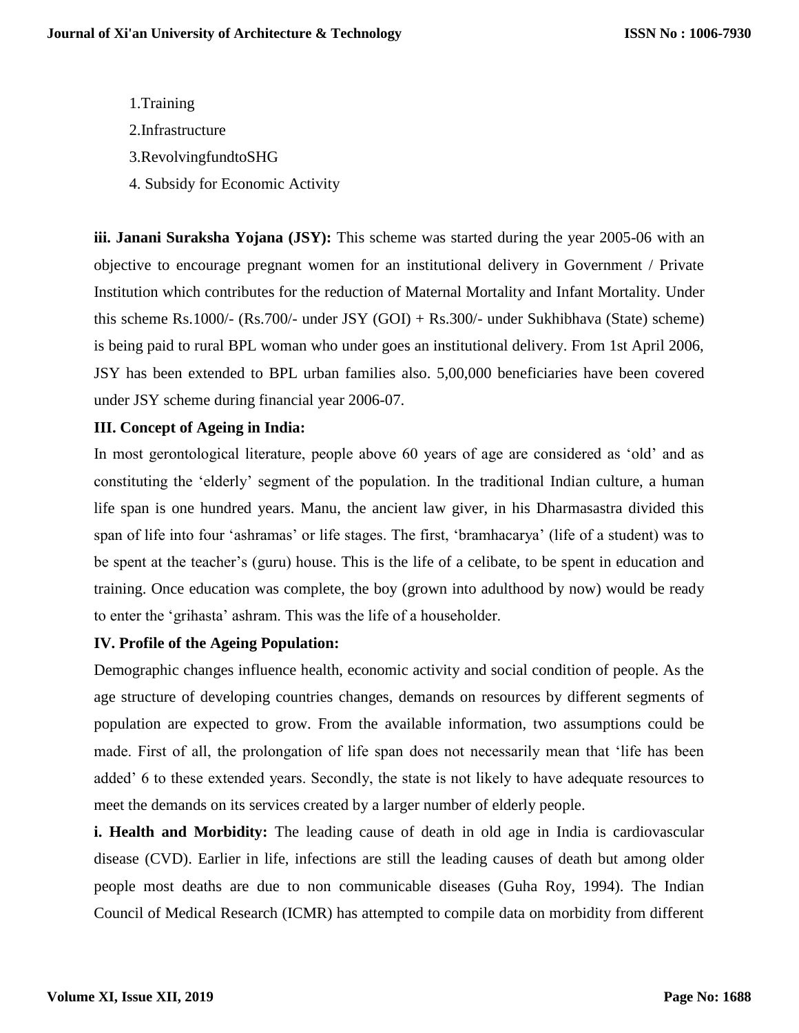1.Training

2.Infrastructure

3.RevolvingfundtoSHG

4. Subsidy for Economic Activity

**iii. Janani Suraksha Yojana (JSY):** This scheme was started during the year 2005-06 with an objective to encourage pregnant women for an institutional delivery in Government / Private Institution which contributes for the reduction of Maternal Mortality and Infant Mortality. Under this scheme Rs.1000/- (Rs.700/- under JSY (GOI) + Rs.300/- under Sukhibhava (State) scheme) is being paid to rural BPL woman who under goes an institutional delivery. From 1st April 2006, JSY has been extended to BPL urban families also. 5,00,000 beneficiaries have been covered under JSY scheme during financial year 2006-07.

**III. Concept of Ageing in India:**

In most gerontological literature, people above 60 years of age are considered as 'old' and as constituting the 'elderly' segment of the population. In the traditional Indian culture, a human life span is one hundred years. Manu, the ancient law giver, in his Dharmasastra divided this span of life into four 'ashramas' or life stages. The first, 'bramhacarya' (life of a student) was to be spent at the teacher's (guru) house. This is the life of a celibate, to be spent in education and training. Once education was complete, the boy (grown into adulthood by now) would be ready to enter the 'grihasta' ashram. This was the life of a householder.

**IV. Profile of the Ageing Population:**

Demographic changes influence health, economic activity and social condition of people. As the age structure of developing countries changes, demands on resources by different segments of population are expected to grow. From the available information, two assumptions could be made. First of all, the prolongation of life span does not necessarily mean that 'life has been added' 6 to these extended years. Secondly, the state is not likely to have adequate resources to meet the demands on its services created by a larger number of elderly people.

**i. Health and Morbidity:** The leading cause of death in old age in India is cardiovascular disease (CVD). Earlier in life, infections are still the leading causes of death but among older people most deaths are due to non communicable diseases (Guha Roy, 1994). The Indian Council of Medical Research (ICMR) has attempted to compile data on morbidity from different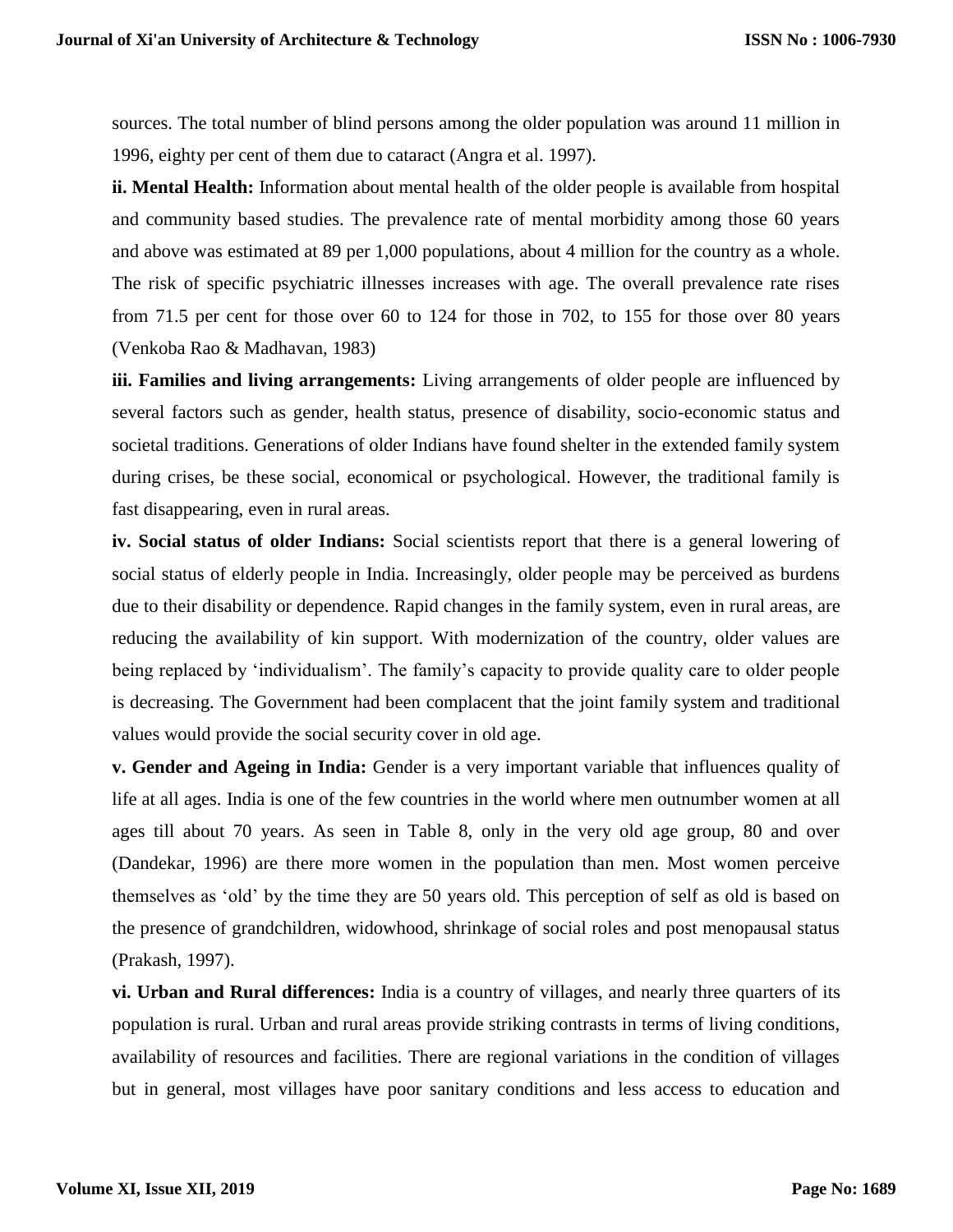sources. The total number of blind persons among the older population was around 11 million in 1996, eighty per cent of them due to cataract (Angra et al. 1997).

**ii. Mental Health:** Information about mental health of the older people is available from hospital and community based studies. The prevalence rate of mental morbidity among those 60 years and above was estimated at 89 per 1,000 populations, about 4 million for the country as a whole. The risk of specific psychiatric illnesses increases with age. The overall prevalence rate rises from 71.5 per cent for those over 60 to 124 for those in 702, to 155 for those over 80 years (Venkoba Rao & Madhavan, 1983)

**iii. Families and living arrangements:** Living arrangements of older people are influenced by several factors such as gender, health status, presence of disability, socio-economic status and societal traditions. Generations of older Indians have found shelter in the extended family system during crises, be these social, economical or psychological. However, the traditional family is fast disappearing, even in rural areas.

**iv. Social status of older Indians:** Social scientists report that there is a general lowering of social status of elderly people in India. Increasingly, older people may be perceived as burdens due to their disability or dependence. Rapid changes in the family system, even in rural areas, are reducing the availability of kin support. With modernization of the country, older values are being replaced by 'individualism'. The family's capacity to provide quality care to older people is decreasing. The Government had been complacent that the joint family system and traditional values would provide the social security cover in old age.

**v. Gender and Ageing in India:** Gender is a very important variable that influences quality of life at all ages. India is one of the few countries in the world where men outnumber women at all ages till about 70 years. As seen in Table 8, only in the very old age group, 80 and over (Dandekar, 1996) are there more women in the population than men. Most women perceive themselves as 'old' by the time they are 50 years old. This perception of self as old is based on the presence of grandchildren, widowhood, shrinkage of social roles and post menopausal status (Prakash, 1997).

**vi. Urban and Rural differences:** India is a country of villages, and nearly three quarters of its population is rural. Urban and rural areas provide striking contrasts in terms of living conditions, availability of resources and facilities. There are regional variations in the condition of villages but in general, most villages have poor sanitary conditions and less access to education and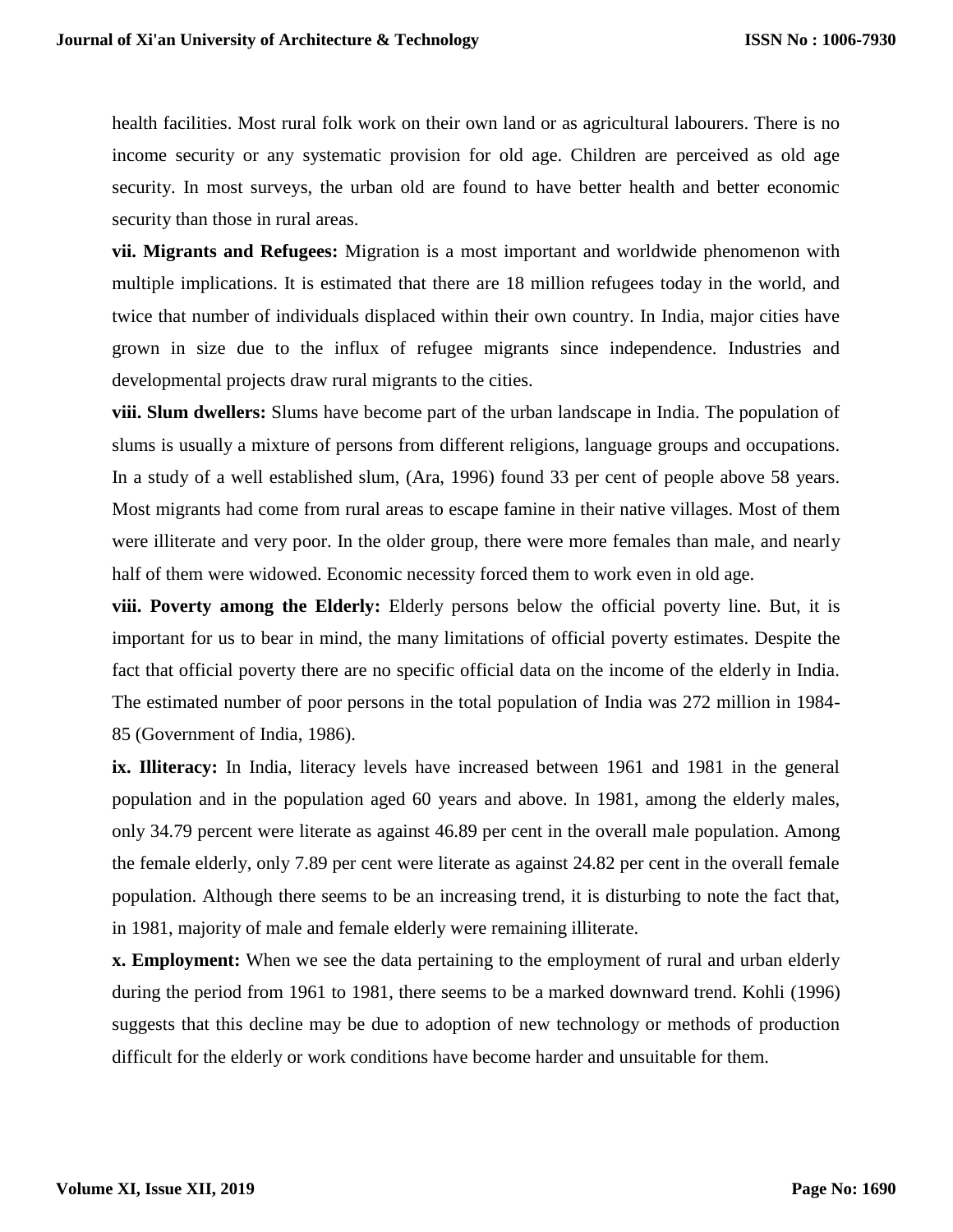health facilities. Most rural folk work on their own land or as agricultural labourers. There is no income security or any systematic provision for old age. Children are perceived as old age security. In most surveys, the urban old are found to have better health and better economic security than those in rural areas.

**vii. Migrants and Refugees:** Migration is a most important and worldwide phenomenon with multiple implications. It is estimated that there are 18 million refugees today in the world, and twice that number of individuals displaced within their own country. In India, major cities have grown in size due to the influx of refugee migrants since independence. Industries and developmental projects draw rural migrants to the cities.

**viii. Slum dwellers:** Slums have become part of the urban landscape in India. The population of slums is usually a mixture of persons from different religions, language groups and occupations. In a study of a well established slum, (Ara, 1996) found 33 per cent of people above 58 years. Most migrants had come from rural areas to escape famine in their native villages. Most of them were illiterate and very poor. In the older group, there were more females than male, and nearly half of them were widowed. Economic necessity forced them to work even in old age.

**viii. Poverty among the Elderly:** Elderly persons below the official poverty line. But, it is important for us to bear in mind, the many limitations of official poverty estimates. Despite the fact that official poverty there are no specific official data on the income of the elderly in India. The estimated number of poor persons in the total population of India was 272 million in 1984-85 (Government of India, 1986).

**ix. Illiteracy:** In India, literacy levels have increased between 1961 and 1981 in the general population and in the population aged 60 years and above. In 1981, among the elderly males, only 34.79 percent were literate as against 46.89 per cent in the overall male population. Among the female elderly, only 7.89 per cent were literate as against 24.82 per cent in the overall female population. Although there seems to be an increasing trend, it is disturbing to note the fact that, in 1981, majority of male and female elderly were remaining illiterate.

**x. Employment:** When we see the data pertaining to the employment of rural and urban elderly during the period from 1961 to 1981, there seems to be a marked downward trend. Kohli (1996) suggests that this decline may be due to adoption of new technology or methods of production difficult for the elderly or work conditions have become harder and unsuitable for them.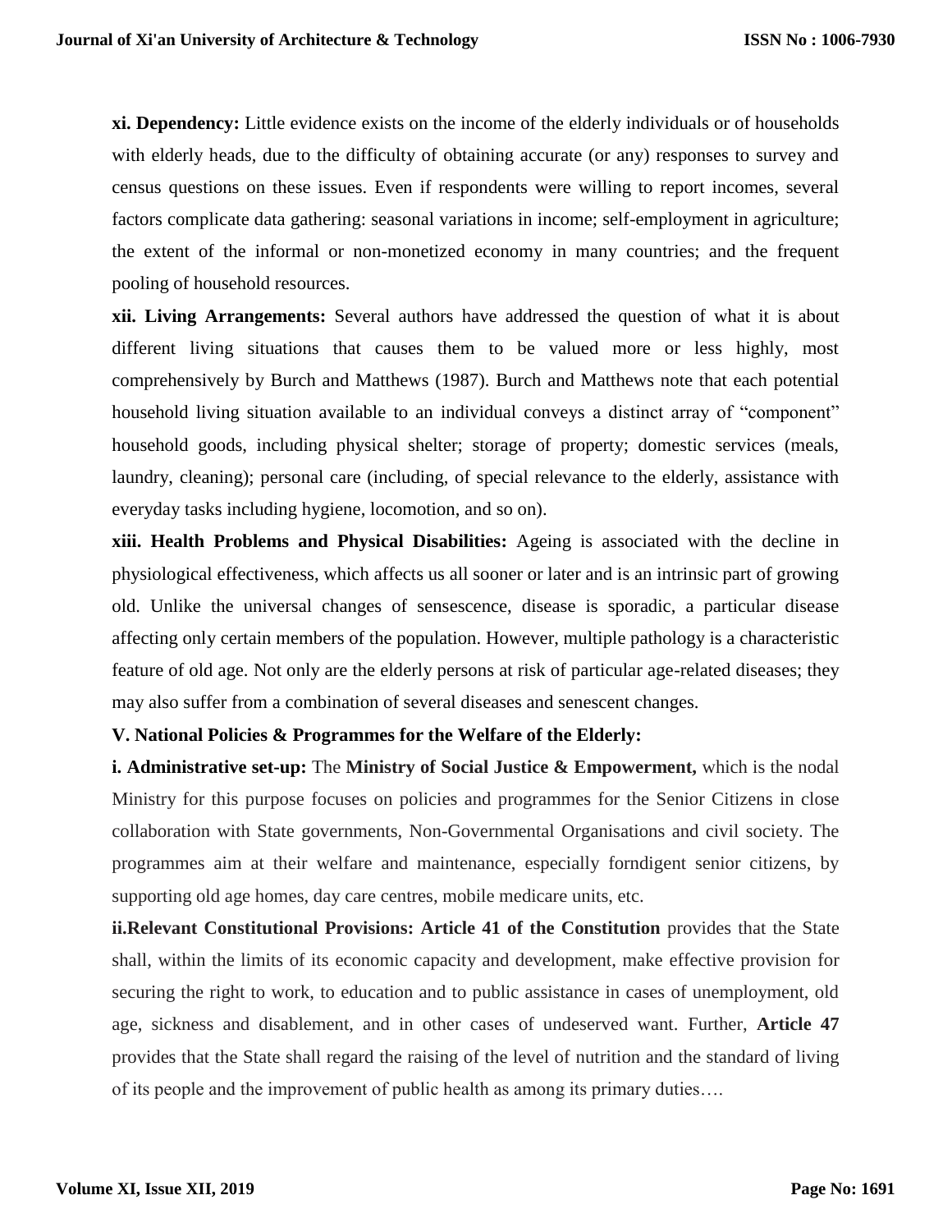**xi. Dependency:** Little evidence exists on the income of the elderly individuals or of households with elderly heads, due to the difficulty of obtaining accurate (or any) responses to survey and census questions on these issues. Even if respondents were willing to report incomes, several factors complicate data gathering: seasonal variations in income; self-employment in agriculture; the extent of the informal or non-monetized economy in many countries; and the frequent pooling of household resources.

**xii. Living Arrangements:** Several authors have addressed the question of what it is about different living situations that causes them to be valued more or less highly, most comprehensively by Burch and Matthews (1987). Burch and Matthews note that each potential household living situation available to an individual conveys a distinct array of "component" household goods, including physical shelter; storage of property; domestic services (meals, laundry, cleaning); personal care (including, of special relevance to the elderly, assistance with everyday tasks including hygiene, locomotion, and so on).

**xiii. Health Problems and Physical Disabilities:** Ageing is associated with the decline in physiological effectiveness, which affects us all sooner or later and is an intrinsic part of growing old. Unlike the universal changes of sensescence, disease is sporadic, a particular disease affecting only certain members of the population. However, multiple pathology is a characteristic feature of old age. Not only are the elderly persons at risk of particular age-related diseases; they may also suffer from a combination of several diseases and senescent changes.

**V. National Policies & Programmes for the Welfare of the Elderly:**

**i. Administrative set-up:** The **Ministry of Social Justice & Empowerment,** which is the nodal Ministry for this purpose focuses on policies and programmes for the Senior Citizens in close collaboration with State governments, Non-Governmental Organisations and civil society. The programmes aim at their welfare and maintenance, especially forndigent senior citizens, by supporting old age homes, day care centres, mobile medicare units, etc.

**ii.Relevant Constitutional Provisions: Article 41 of the Constitution** provides that the State shall, within the limits of its economic capacity and development, make effective provision for securing the right to work, to education and to public assistance in cases of unemployment, old age, sickness and disablement, and in other cases of undeserved want. Further, **Article 47** provides that the State shall regard the raising of the level of nutrition and the standard of living of its people and the improvement of public health as among its primary duties….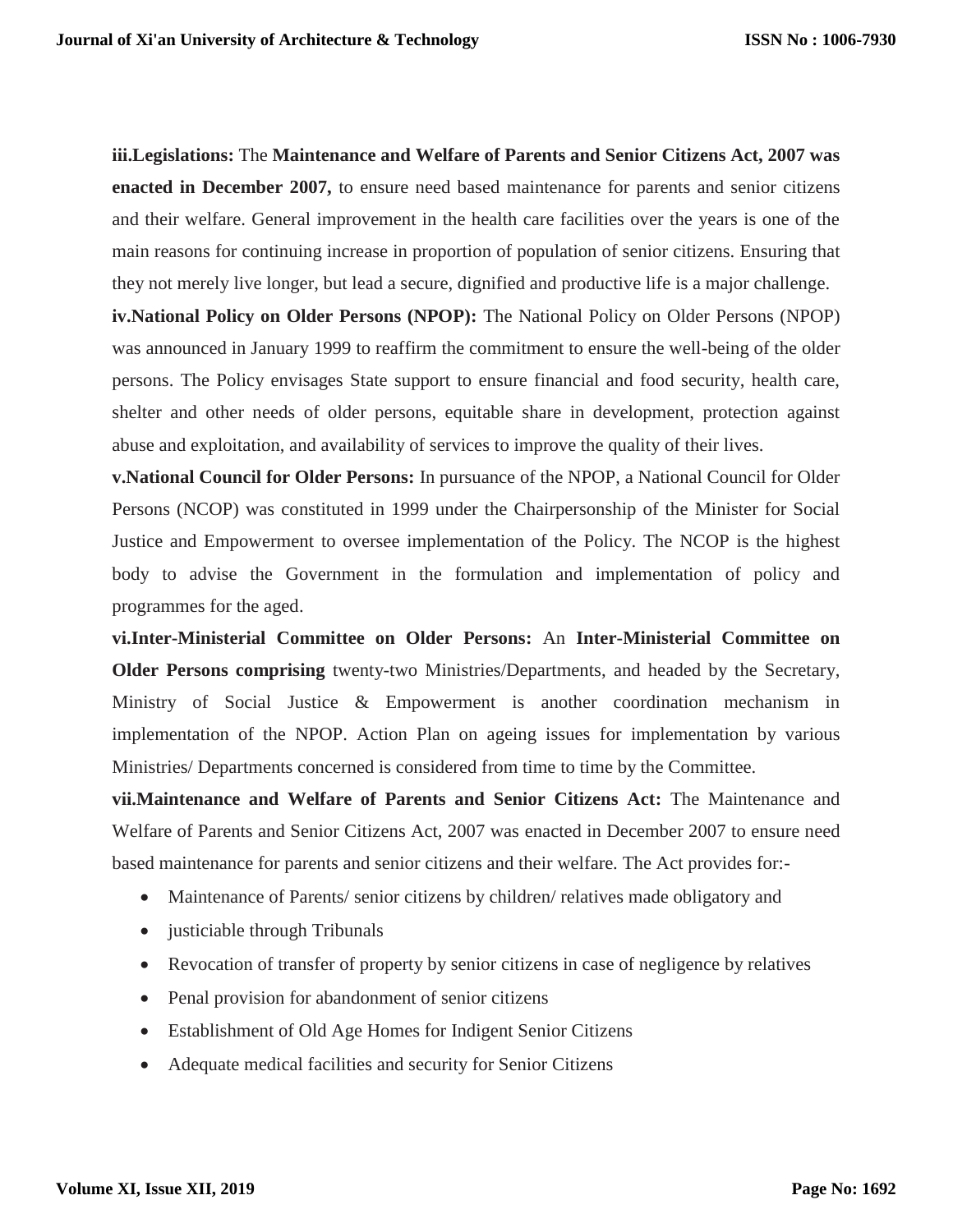**iii.Legislations:** The **Maintenance and Welfare of Parents and Senior Citizens Act, 2007 was enacted in December 2007,** to ensure need based maintenance for parents and senior citizens and their welfare. General improvement in the health care facilities over the years is one of the main reasons for continuing increase in proportion of population of senior citizens. Ensuring that they not merely live longer, but lead a secure, dignified and productive life is a major challenge.

**iv.National Policy on Older Persons (NPOP):** The National Policy on Older Persons (NPOP) was announced in January 1999 to reaffirm the commitment to ensure the well-being of the older persons. The Policy envisages State support to ensure financial and food security, health care, shelter and other needs of older persons, equitable share in development, protection against abuse and exploitation, and availability of services to improve the quality of their lives.

**v.National Council for Older Persons:** In pursuance of the NPOP, a National Council for Older Persons (NCOP) was constituted in 1999 under the Chairpersonship of the Minister for Social Justice and Empowerment to oversee implementation of the Policy. The NCOP is the highest body to advise the Government in the formulation and implementation of policy and programmes for the aged.

**vi.Inter-Ministerial Committee on Older Persons:** An **Inter-Ministerial Committee on Older Persons comprising** twenty-two Ministries/Departments, and headed by the Secretary, Ministry of Social Justice & Empowerment is another coordination mechanism in implementation of the NPOP. Action Plan on ageing issues for implementation by various Ministries/ Departments concerned is considered from time to time by the Committee.

**vii.Maintenance and Welfare of Parents and Senior Citizens Act:** The Maintenance and Welfare of Parents and Senior Citizens Act, 2007 was enacted in December 2007 to ensure need based maintenance for parents and senior citizens and their welfare. The Act provides for:-

- Maintenance of Parents/ senior citizens by children/ relatives made obligatory and
- justiciable through Tribunals
- Revocation of transfer of property by senior citizens in case of negligence by relatives
- Penal provision for abandonment of senior citizens
- Establishment of Old Age Homes for Indigent Senior Citizens
- Adequate medical facilities and security for Senior Citizens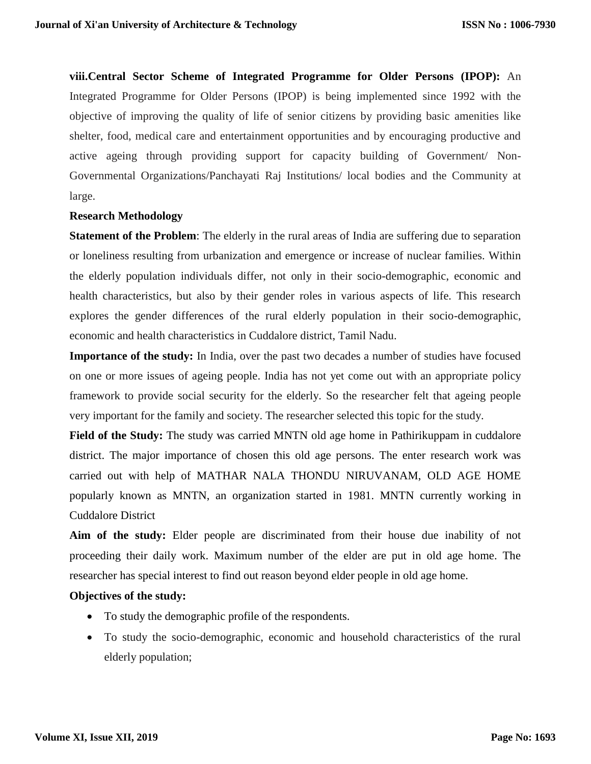**viii.Central Sector Scheme of Integrated Programme for Older Persons (IPOP):** An Integrated Programme for Older Persons (IPOP) is being implemented since 1992 with the objective of improving the quality of life of senior citizens by providing basic amenities like shelter, food, medical care and entertainment opportunities and by encouraging productive and active ageing through providing support for capacity building of Government/ Non-Governmental Organizations/Panchayati Raj Institutions/ local bodies and the Community at large.

**Research Methodology**

**Statement of the Problem**: The elderly in the rural areas of India are suffering due to separation or loneliness resulting from urbanization and emergence or increase of nuclear families. Within the elderly population individuals differ, not only in their socio-demographic, economic and health characteristics, but also by their gender roles in various aspects of life. This research explores the gender differences of the rural elderly population in their socio-demographic, economic and health characteristics in Cuddalore district, Tamil Nadu.

**Importance of the study:** In India, over the past two decades a number of studies have focused on one or more issues of ageing people. India has not yet come out with an appropriate policy framework to provide social security for the elderly. So the researcher felt that ageing people very important for the family and society. The researcher selected this topic for the study.

**Field of the Study:** The study was carried MNTN old age home in Pathirikuppam in cuddalore district. The major importance of chosen this old age persons. The enter research work was carried out with help of MATHAR NALA THONDU NIRUVANAM, OLD AGE HOME popularly known as MNTN, an organization started in 1981. MNTN currently working in Cuddalore District

**Aim of the study:** Elder people are discriminated from their house due inability of not proceeding their daily work. Maximum number of the elder are put in old age home. The researcher has special interest to find out reason beyond elder people in old age home.

**Objectives of the study:**

- To study the demographic profile of the respondents.
- To study the socio-demographic, economic and household characteristics of the rural elderly population;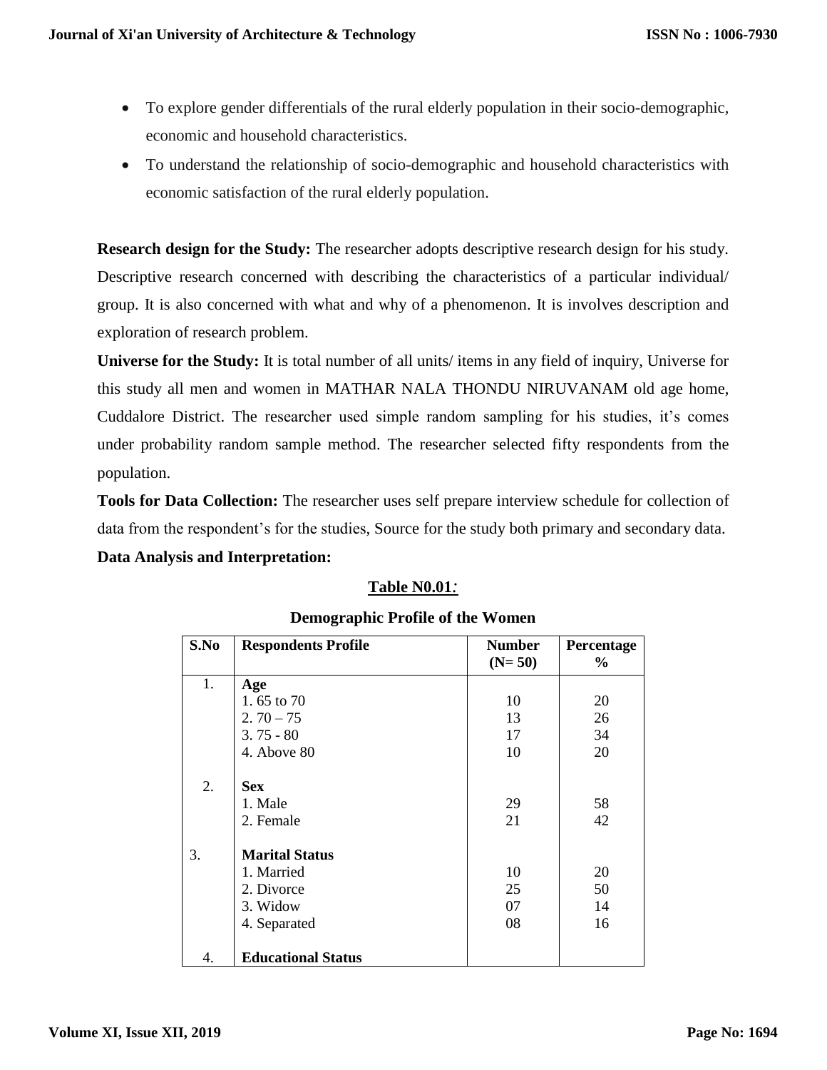- To explore gender differentials of the rural elderly population in their socio-demographic, economic and household characteristics.
- To understand the relationship of socio-demographic and household characteristics with economic satisfaction of the rural elderly population.

**Research design for the Study:** The researcher adopts descriptive research design for his study. Descriptive research concerned with describing the characteristics of a particular individual/ group. It is also concerned with what and why of a phenomenon. It is involves description and exploration of research problem.

**Universe for the Study:** It is total number of all units/ items in any field of inquiry, Universe for this study all men and women in MATHAR NALA THONDU NIRUVANAM old age home, Cuddalore District. The researcher used simple random sampling for his studies, it's comes under probability random sample method. The researcher selected fifty respondents from the population.

**Tools for Data Collection:** The researcher uses self prepare interview schedule for collection of data from the respondent's for the studies, Source for the study both primary and secondary data.

**Data Analysis and Interpretation:**

**Table N0.01:**

**Demographic Profile of the Women**

| S.No | Respondents Profile | Number (N= 50) | Percentage % |
|---|---|---|---|
| 1. | **Age** | | |
| | 1. 65 to 70 | 10 | 20 |
| | 2. 70 – 75 | 13 | 26 |
| | 3. 75 - 80 | 17 | 34 |
| | 4. Above 80 | 10 | 20 |
| 2. | **Sex** | | |
| | 1. Male | 29 | 58 |
| | 2. Female | 21 | 42 |
| 3. | **Marital Status** | | |
| | 1. Married | 10 | 20 |
| | 2. Divorce | 25 | 50 |
| | 3. Widow | 07 | 14 |
| | 4. Separated | 08 | 16 |
| 4. | **Educational Status** | | |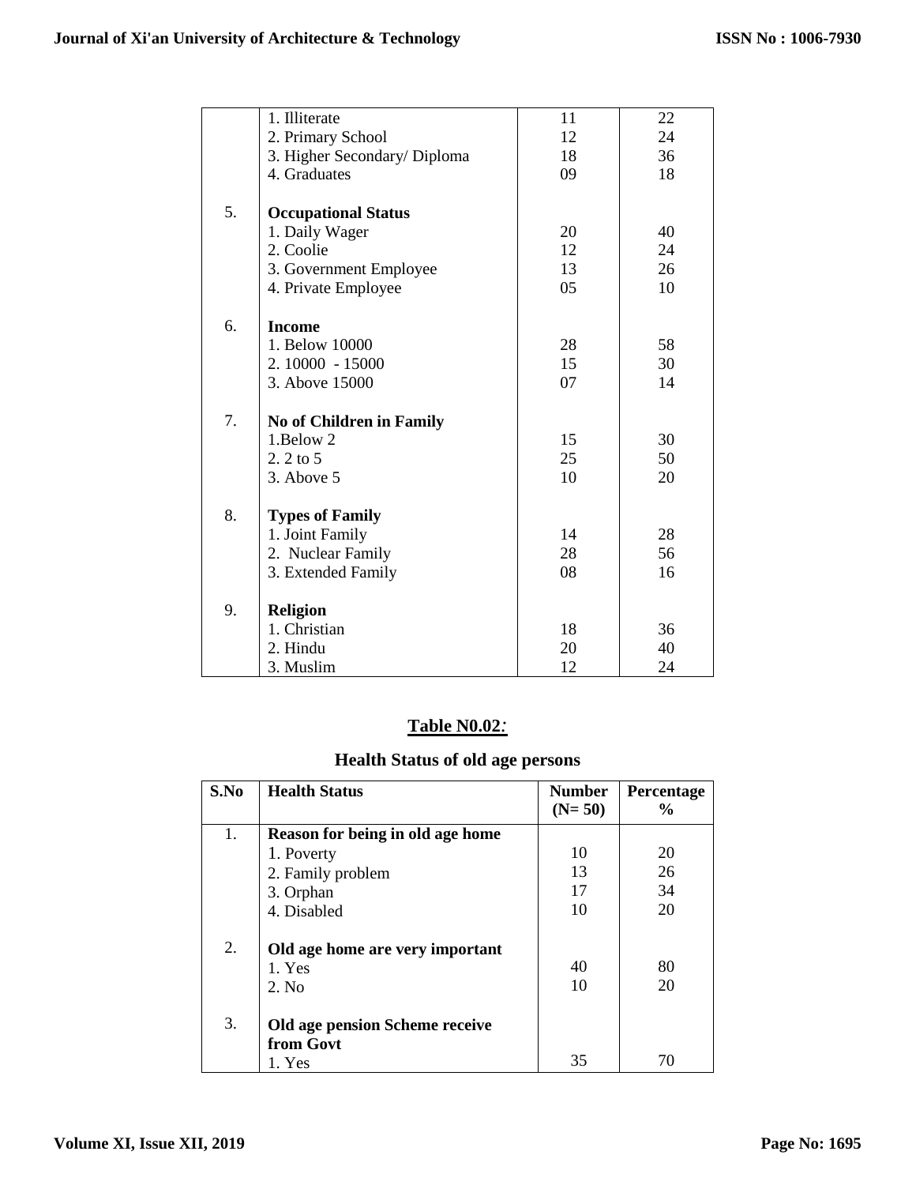| | | | |
|---|---|---|---|
| | 1. Illiterate | 11 | 22 |
| | 2. Primary School | 12 | 24 |
| | 3. Higher Secondary/ Diploma | 18 | 36 |
| | 4. Graduates | 09 | 18 |
| 5. | **Occupational Status** | | |
| | 1. Daily Wager | 20 | 40 |
| | 2. Coolie | 12 | 24 |
| | 3. Government Employee | 13 | 26 |
| | 4. Private Employee | 05 | 10 |
| 6. | **Income** | | |
| | 1. Below 10000 | 28 | 58 |
| | 2. 10000 - 15000 | 15 | 30 |
| | 3. Above 15000 | 07 | 14 |
| 7. | **No of Children in Family** | | |
| | 1.Below 2 | 15 | 30 |
| | 2. 2 to 5 | 25 | 50 |
| | 3. Above 5 | 10 | 20 |
| 8. | **Types of Family** | | |
| | 1. Joint Family | 14 | 28 |
| | 2. Nuclear Family | 28 | 56 |
| | 3. Extended Family | 08 | 16 |
| 9. | **Religion** | | |
| | 1. Christian | 18 | 36 |
| | 2. Hindu | 20 | 40 |
| | 3. Muslim | 12 | 24 |

**Table N0.02:**

**Health Status of old age persons**

| S.No | Health Status | Number (N= 50) | Percentage % |
|---|---|---|---|
| 1. | **Reason for being in old age home** | | |
| | 1. Poverty | 10 | 20 |
| | 2. Family problem | 13 | 26 |
| | 3. Orphan | 17 | 34 |
| | 4. Disabled | 10 | 20 |
| 2. | **Old age home are very important** | | |
| | 1. Yes | 40 | 80 |
| | 2. No | 10 | 20 |
| 3. | **Old age pension Scheme receive from Govt** | | |
| | 1. Yes | 35 | 70 |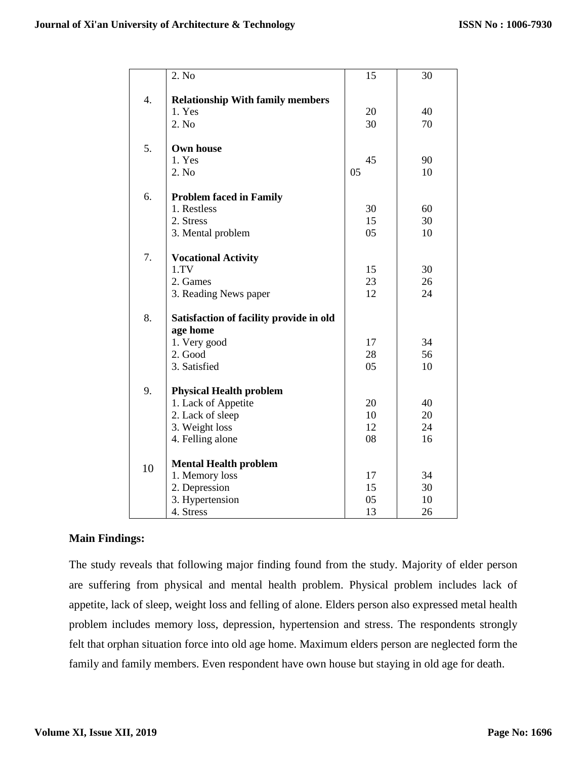| | | | |
|---|---|---|---|
| | 2. No | 15 | 30 |
| 4. | **Relationship With family members** | | |
| | 1. Yes | 20 | 40 |
| | 2. No | 30 | 70 |
| 5. | **Own house** | | |
| | 1. Yes | 45 | 90 |
| | 2. No | 05 | 10 |
| 6. | **Problem faced in Family** | | |
| | 1. Restless | 30 | 60 |
| | 2. Stress | 15 | 30 |
| | 3. Mental problem | 05 | 10 |
| 7. | **Vocational Activity** | | |
| | 1.TV | 15 | 30 |
| | 2. Games | 23 | 26 |
| | 3. Reading News paper | 12 | 24 |
| 8. | **Satisfaction of facility provide in old age home** | | |
| | 1. Very good | 17 | 34 |
| | 2. Good | 28 | 56 |
| | 3. Satisfied | 05 | 10 |
| 9. | **Physical Health problem** | | |
| | 1. Lack of Appetite | 20 | 40 |
| | 2. Lack of sleep | 10 | 20 |
| | 3. Weight loss | 12 | 24 |
| | 4. Felling alone | 08 | 16 |
| 10 | **Mental Health problem** | | |
| | 1. Memory loss | 17 | 34 |
| | 2. Depression | 15 | 30 |
| | 3. Hypertension | 05 | 10 |
| | 4. Stress | 13 | 26 |

**Main Findings:**

The study reveals that following major finding found from the study. Majority of elder person are suffering from physical and mental health problem. Physical problem includes lack of appetite, lack of sleep, weight loss and felling of alone. Elders person also expressed metal health problem includes memory loss, depression, hypertension and stress. The respondents strongly felt that orphan situation force into old age home. Maximum elders person are neglected form the family and family members. Even respondent have own house but staying in old age for death.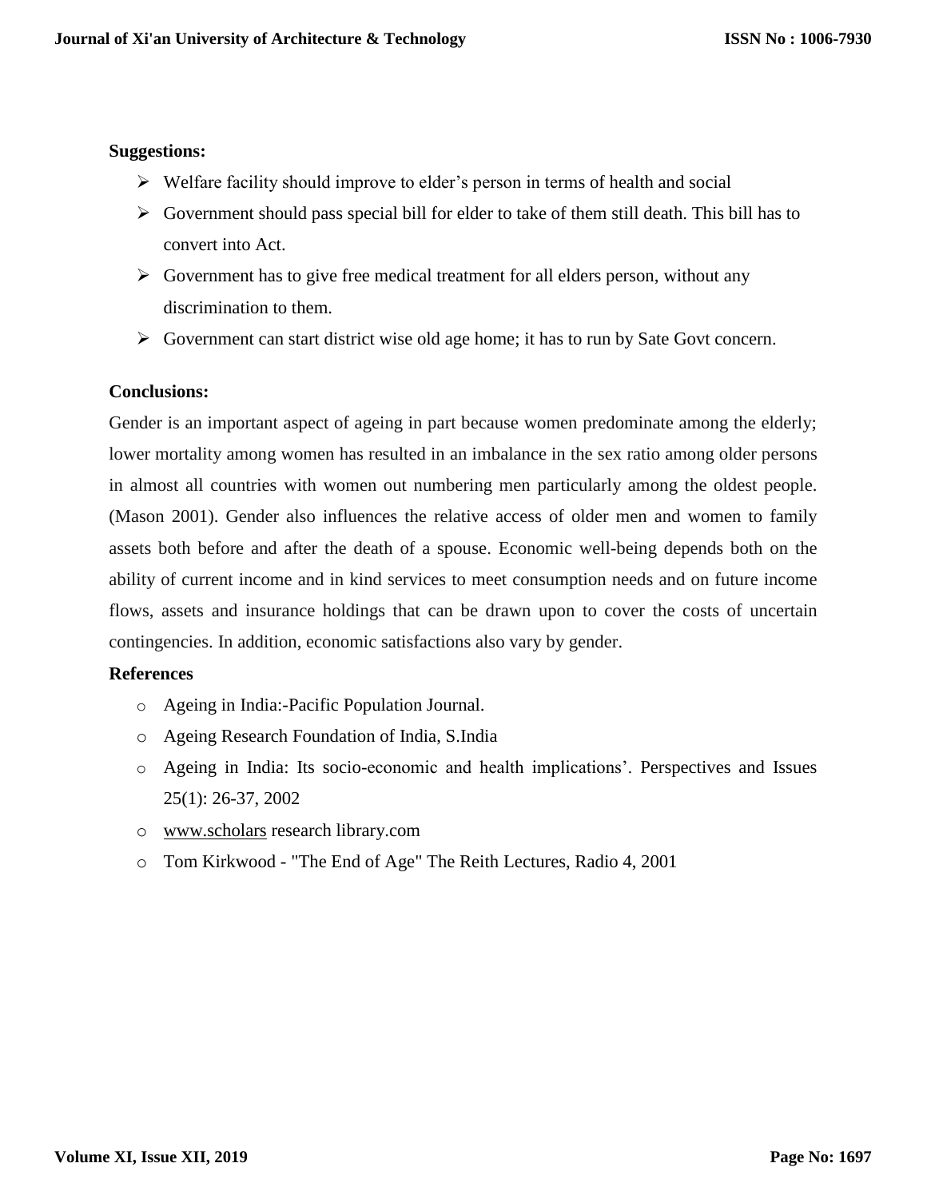**Suggestions:**

- Welfare facility should improve to elder's person in terms of health and social
- Government should pass special bill for elder to take of them still death. This bill has to convert into Act.
- Government has to give free medical treatment for all elders person, without any discrimination to them.
- Government can start district wise old age home; it has to run by Sate Govt concern.

**Conclusions:**

Gender is an important aspect of ageing in part because women predominate among the elderly; lower mortality among women has resulted in an imbalance in the sex ratio among older persons in almost all countries with women out numbering men particularly among the oldest people. (Mason 2001). Gender also influences the relative access of older men and women to family assets both before and after the death of a spouse. Economic well-being depends both on the ability of current income and in kind services to meet consumption needs and on future income flows, assets and insurance holdings that can be drawn upon to cover the costs of uncertain contingencies. In addition, economic satisfactions also vary by gender.

**References**

- Ageing in India:-Pacific Population Journal.
- Ageing Research Foundation of India, S.India
- Ageing in India: Its socio-economic and health implications'. Perspectives and Issues 25(1): 26-37, 2002
- www.scholars research library.com
- Tom Kirkwood - "The End of Age" The Reith Lectures, Radio 4, 2001